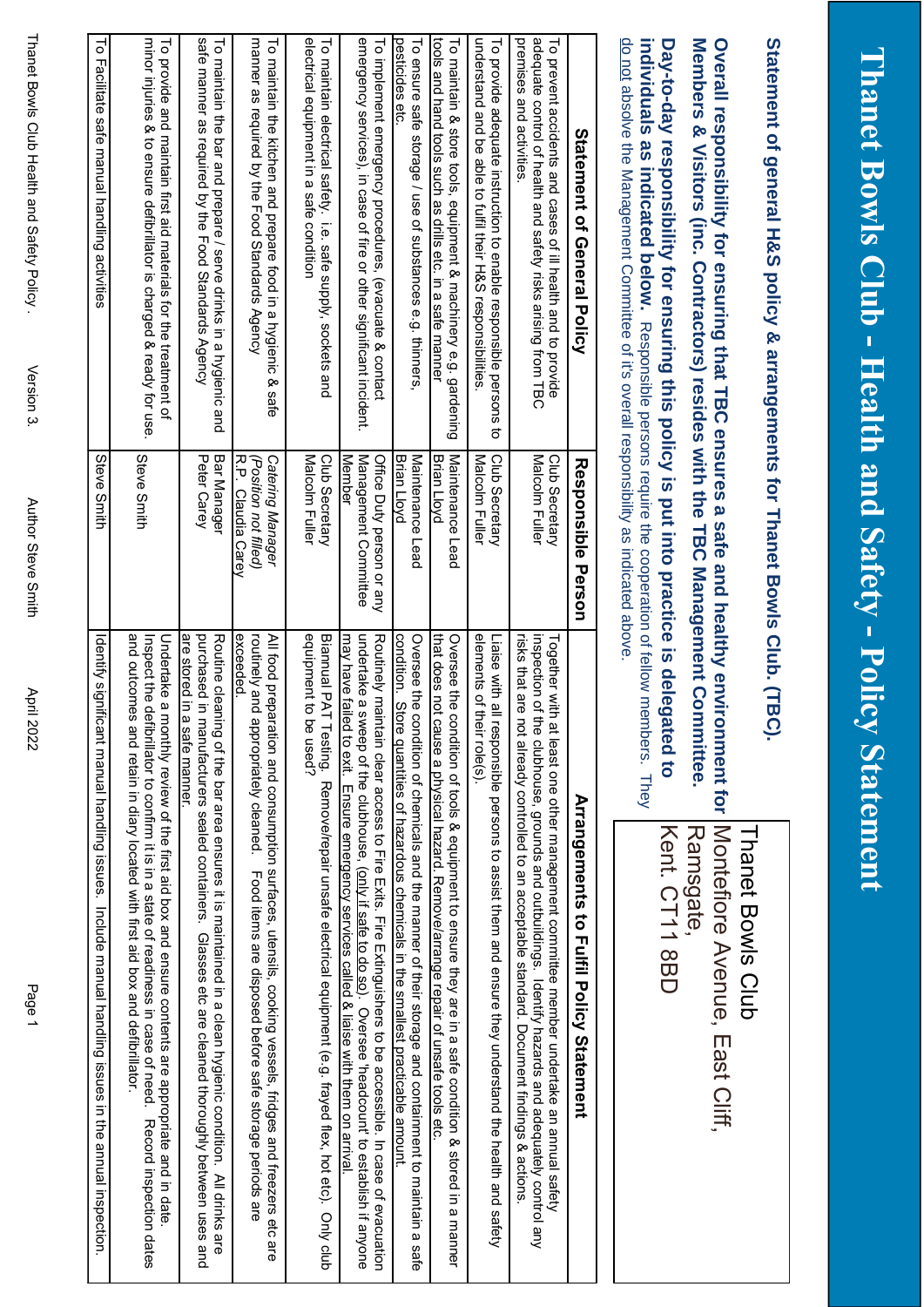# Thanet Bowls Club - Health and Safety - Policy Statement

Thanet Bowls Club
Montefiore Avenue, East Cliff,
Ramsgate,
Kent. CT11 8BD

## Statement of general H&S policy & arrangements for Thanet Bowls Club. (TBC).

**Overall responsibility for ensuring that TBC ensures a safe and healthy environment for Members & Visitors (inc. Contractors) resides with the TBC Management Committee.**

**Day-to-day responsibility for ensuring this policy is put into practice is delegated to individuals as indicated below.** Responsible persons require the cooperation of fellow members. They do not absolve the Management Committee of it's overall responsibility as indicated above.

| Statement of General Policy | Responsible Person | Arrangements to Fulfil Policy Statement |
|---|---|---|
| To prevent accidents and cases of ill health and to provide adequate control of health and safety risks arising from TBC premises and activities. | Club Secretary<br>Malcolm Fuller | Together with at least one other management committee member undertake an annual safety inspection of the clubhouse, grounds and outbuildings. Identify hazards and adequately control any risks that are not already controlled to an acceptable standard. Document findings & actions. |
| To provide adequate instruction to enable responsible persons to understand and be able to fulfil their H&S responsibilities. | Club Secretary<br>Malcolm Fuller | Liaise with all responsible persons to assist them and ensure they understand the health and safety elements of their role(s). |
| To maintain & store tools, equipment & machinery e.g. gardening tools and hand tools such as drills etc. in a safe manner | Maintenance Lead<br>Brian Lloyd | Oversee the condition of tools & equipment to ensure they are in a safe condition & stored in a manner that does not cause a physical hazard. Remove/arrange repair of unsafe tools etc. |
| To ensure safe storage / use of substances e.g. thinners, pesticides etc. | Maintenance Lead<br>Brian Lloyd | Oversee the condition of chemicals and the manner of their storage and containment to maintain a safe condition. Store quantities of hazardous chemicals in the smallest practicable amount. |
| To implement emergency procedures, (evacuate & contact emergency services), in case of fire or other significant incident. | Office Duty person or any Management Committee Member | Routinely maintain clear access to Fire Exits. Fire Extinguishers to be accessible. In case of evacuation undertake a sweep of the clubhouse, (only if safe to do so). Oversee 'headcount' to establish if anyone may have failed to exit. Ensure emergency services called & liaise with them on arrival. |
| To maintain electrical safety. i.e. safe supply, sockets and electrical equipment in a safe condition | Club Secretary<br>Malcolm Fuller | Biannual PAT Testing. Remove/repair unsafe electrical equipment (e.g. frayed flex, hot etc). Only club equipment to be used? |
| To maintain the kitchen and prepare food in a hygienic & safe manner as required by the Food Standards Agency | *Catering Manager*<br>*(Position not filled)*<br>R.P. Claudia Carey | All food preparation and consumption surfaces, utensils, cooking vessels, fridges and freezers etc are routinely and appropriately cleaned. Food items are disposed before safe storage periods are exceeded. |
| To maintain the bar and prepare / serve drinks in a hygienic and safe manner as required by the Food Standards Agency | Bar Manager<br>Peter Carey | Routine cleaning of the bar area ensures it is maintained in a clean hygienic condition. All drinks are purchased in manufacturers sealed containers. Glasses etc are cleaned thoroughly between uses and are stored in a safe manner. |
| To provide and maintain first aid materials for the treatment of minor injuries & to ensure defibrilator is charged & ready for use. | Steve Smith | Undertake a monthly review of the first aid box and ensure contents are appropriate and in date. Inspect the defibrillator to confirm it is in a state of readiness in case of need. Record inspection dates and outcomes and retain in diary located with first aid box and defibrillator. |
| To Facilitate safe manual handling activities | Steve Smith | Identify significant manual handling issues. Include manual handling issues in the annual inspection. |

Thanet Bowls Club Health and Safety Policy. Version 3. Author Steve Smith April 2022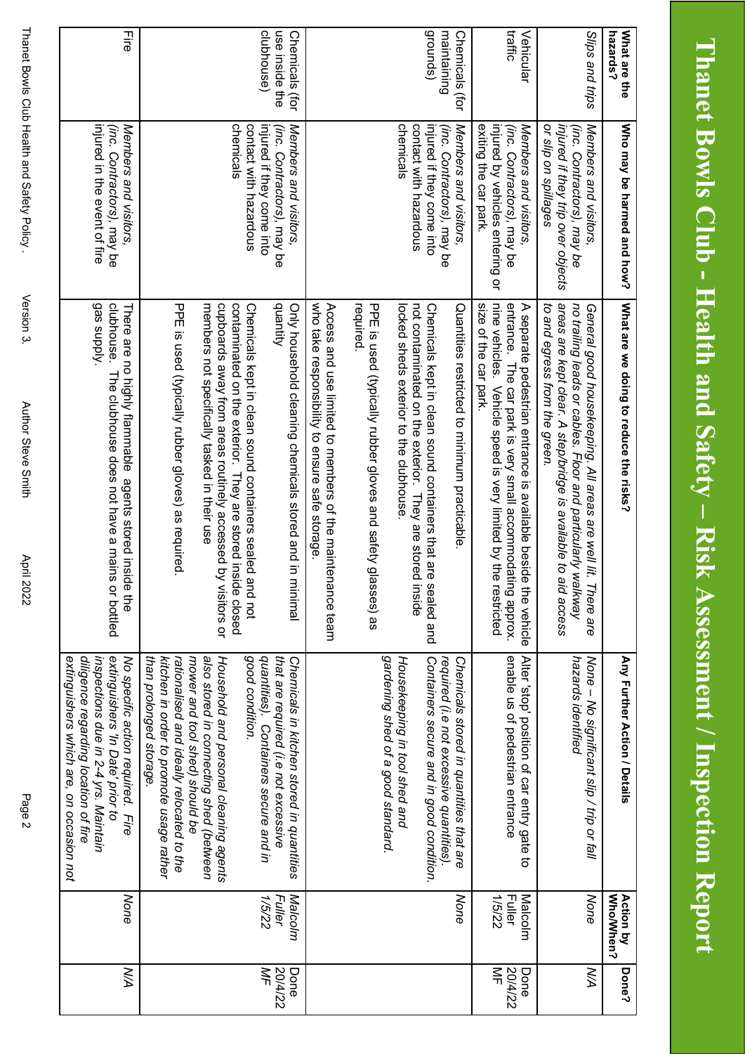# Thanet Bowls Club - Health and Safety – Risk Assessment / Inspection Report

| What are the hazards? | Who may be harmed and how? | What are we doing to reduce the risks? | Any Further Action / Details | Action by Who/When? | Done? |
|---|---|---|---|---|---|
| *Slips and trips* | *Members and visitors, (inc. Contractors), may be injured if they trip over objects or slip on spillages* | *General good housekeeping. All areas are well lit. There are no trailing leads or cables. Floor and particularly walkway areas are kept clear. A step/bridge is available to aid access to and egress from the green.* | *None – No significant slip / trip or fall hazards identified* | *None* | *N/A* |
| Vehicular traffic | *Members and visitors, (inc. Contractors), may be injured by vehicles entering or exiting the car park.* | A separate pedestrian entrance is available beside the vehicle entrance. The car park is very small accommodating approx. nine vehicles. Vehicle speed is very limited by the restricted size of the car park. | Alter 'stop' position of car entry gate to enable us of pedestrian entrance | Malcolm Fuller 1/5/22 | Done 20/4/22 MF |
| Chemicals (for maintaining grounds) | *Members and visitors, (inc. Contractors), may be injured if they come into contact with hazardous chemicals* | Quantities restricted to minimum practicable.<br><br>Chemicals kept in clean sound containers that are sealed and not contaminated on the exterior. They are stored inside locked sheds exterior to the clubhouse.<br><br>PPE is used (typically rubber gloves and safety glasses) as required.<br><br>Access and use limited to members of the maintenance team who take responsibility to ensure safe storage. | *Chemicals stored in quantities that are required (i.e not excessive quantities). Containers secure and in good condition.*<br><br>*Housekeeping in tool shed and gardening shed of a good standard.* | *None* | |
| Chemicals (for use inside the clubhouse) | *Members and visitors, (inc. Contractors), may be injured if they come into contact with hazardous chemicals* | Only household cleaning chemicals stored and in minimal quantity<br><br>Chemicals kept in clean sound containers sealed and not contaminated on the exterior. They are stored inside closed cupboards away from areas routinely accessed by visitors or members not specifically tasked in their use<br><br>PPE is used (typically rubber gloves) as required. | *Chemicals in kitchen stored in quantities that are required (i.e not excessive quantities). Containers secure and in good condition.*<br><br>*Household and personal cleaning agents also stored in connecting shed (between mower and tool shed) should be rationalised and ideally relocated to the kitchen in order to promote usage rather than prolonged storage.* | *Malcolm Fuller 1/5/22* | Done 20/4/22 MF |
| Fire | *Members and visitors, (inc. Contractors), may be injured in the event of fire* | There are no highly flammable agents stored inside the clubhouse. The clubhouse does not have a mains or bottled gas supply. | *No specific action required. Fire extinguishers 'In Date' prior to inspections due in 2-4 yrs. Maintain diligence regarding location of fire extinguishers which are, on occasion not* | *None* | *N/A* |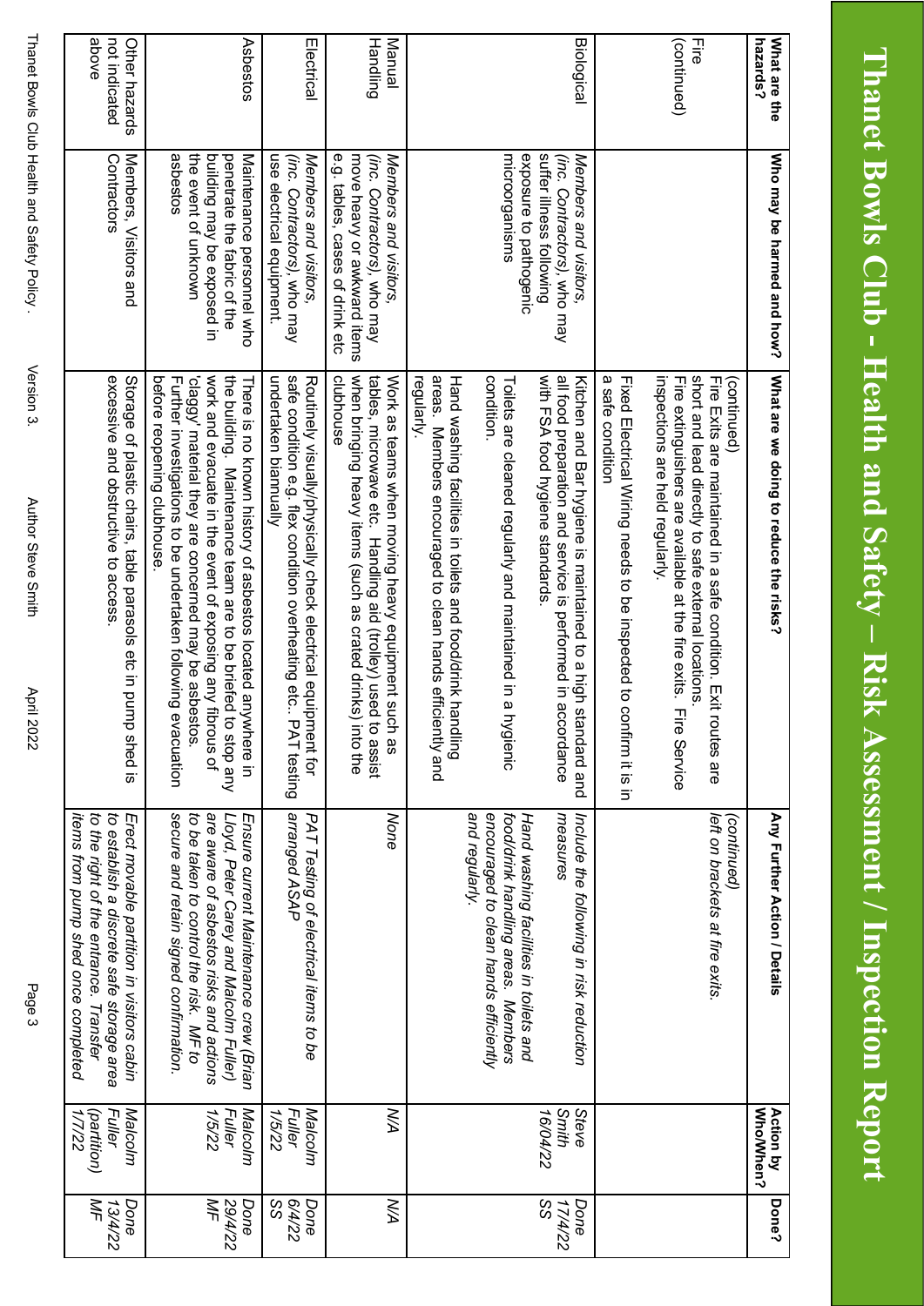# Thanet Bowls Club - Health and Safety – Risk Assessment / Inspection Report

| What are the hazards? | Who may be harmed and how? | What are we doing to reduce the risks? | Any Further Action / Details | Action by Who/When? | Done? |
|---|---|---|---|---|---|
| Fire (continued) | | (continued) Fire Exits are maintained in a safe condition. Exit routes are short and lead directly to safe external locations. Fire extinguishers are available at the fire exits. Fire Service inspections are held regularly. Fixed Electrical Wiring needs to be inspected to confirm it is in a safe condition | *(continued) left on brackets at fire exits.* | | |
| Biological | *Members and visitors, (inc. Contractors)*, who may suffer illness following exposure to pathogenic microorganisms | Kitchen and Bar hygiene is maintained to a high standard and all food preparation and service is performed in accordance with FSA food hygiene standards. Toilets are cleaned regularly and maintained in a hygienic condition. Hand washing facilities in toilets and food/drink handling areas. Members encouraged to clean hands efficiently and regularly. | *Include the following in risk reduction measures. Hand washing facilities in toilets and food/drink handling areas. Members encouraged to clean hands efficiently and regularly.* | *Steve Smith 16/04/22* | *Done 17/4/22 SS* |
| Manual Handling | *Members and visitors, (inc. Contractors)*, who may move heavy or awkward items e.g. tables, cases of drink etc | Work as teams when moving heavy equipment such as tables, microwave etc. Handling aid (trolley) used to assist when bringing heavy items (such as crated drinks) into the clubhouse | *None* | *N/A* | *N/A* |
| Electrical | *Members and visitors, (inc. Contractors)*, who may use electrical equipment. | Routinely visually/physically check electrical equipment for safe condition e.g. flex condition overheating etc.. PAT testing undertaken biannually | *PAT Testing of electrical items to be arranged ASAP* | *Malcolm Fuller 1/5/22* | *Done 6/4/22 SS* |
| Asbestos | Maintenance personnel who penetrate the fabric of the building may be exposed in the event of unknown asbestos | There is no known history of asbestos located anywhere in the building. Maintenance team are to be briefed to stop any work and evacuate in the event of exposing any fibrous of 'claggy' material they are concerned may be asbestos. Further investigations to be undertaken following evacuation before reopening clubhouse. | *Ensure current Maintenance crew (Brian Lloyd, Peter Carey and Malcolm Fuller) are aware of asbestos risks and actions to be taken to control the risk. MF to secure and retain signed confirmation.* | *Malcolm Fuller 1/5/22* | *Done 29/4/22 MF* |
| Other hazards not indicated above | Members, Visitors and Contractors | Storage of plastic chairs, table parasols etc in pump shed is excessive and obstructive to access. | *Erect movable partition in visitors cabin to establish a discrete safe storage area to the right of the entrance. Transfer items from pump shed once completed* | *Malcolm Fuller (partition) 1/7/22* | *Done 13/4/22 MF* |

Thanet Bowls Club Health and Safety Policy. Version 3. Author Steve Smith April 2022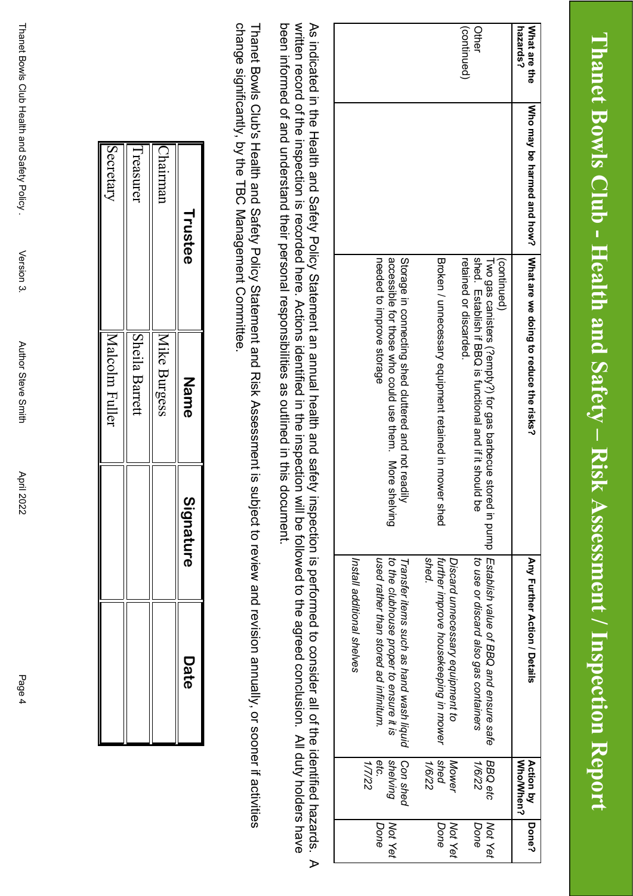# Thanet Bowls Club - Health and Safety – Risk Assessment / Inspection Report

| What are the hazards? | Who may be harmed and how? | What are we doing to reduce the risks? | Any Further Action / Details | Action by Who/When? | Done? |
|---|---|---|---|---|---|
| Other (continued) | | (continued) Two gas canisters (?empty?) for gas barbecue stored in pump shed. Establish if BBQ is functional and if it should be retained or discarded. | *Establish value of BBQ and ensure safe to use or discard also gas containers* | *BBQ etc 1/6/22* | *Not Yet Done* |
| | | Broken / unnecessary equipment retained in mower shed | *Discard unnecessary equipment to further improve housekeeping in mower shed.* | *Mower shed 1/6/22* | *Not Yet Done* |
| | | Storage in connecting shed cluttered and not readily accessible for those who could use them. More shelving needed to improve storage | *Transfer items such as hand wash liquid to the clubhouse proper to ensure it is used rather than stored ad infinitum.* *Install additional shelves* | *Con shed shelving etc. 1/7/22* | *Not Yet Done* |

As indicated in the Health and Safety Policy Statement an annual health and safety inspection is performed to consider all of the identified hazards. A written record of the inspection is recorded here. Actions identified in the inspection will be followed to the agreed conclusion. All duty holders have been informed of and understand their personal responsibilities as outlined in this document.

Thanet Bowls Club's Health and Safety Policy Statement and Risk Assessment is subject to review and revision annually, or sooner if activities change significantly, by the TBC Management Committee.

| Trustee | Name | Signature | Date |
|---|---|---|---|
| Chairman | Mike Burgess | | |
| Treasurer | Sheila Barrett | | |
| Secretary | Malcolm Fuller | | |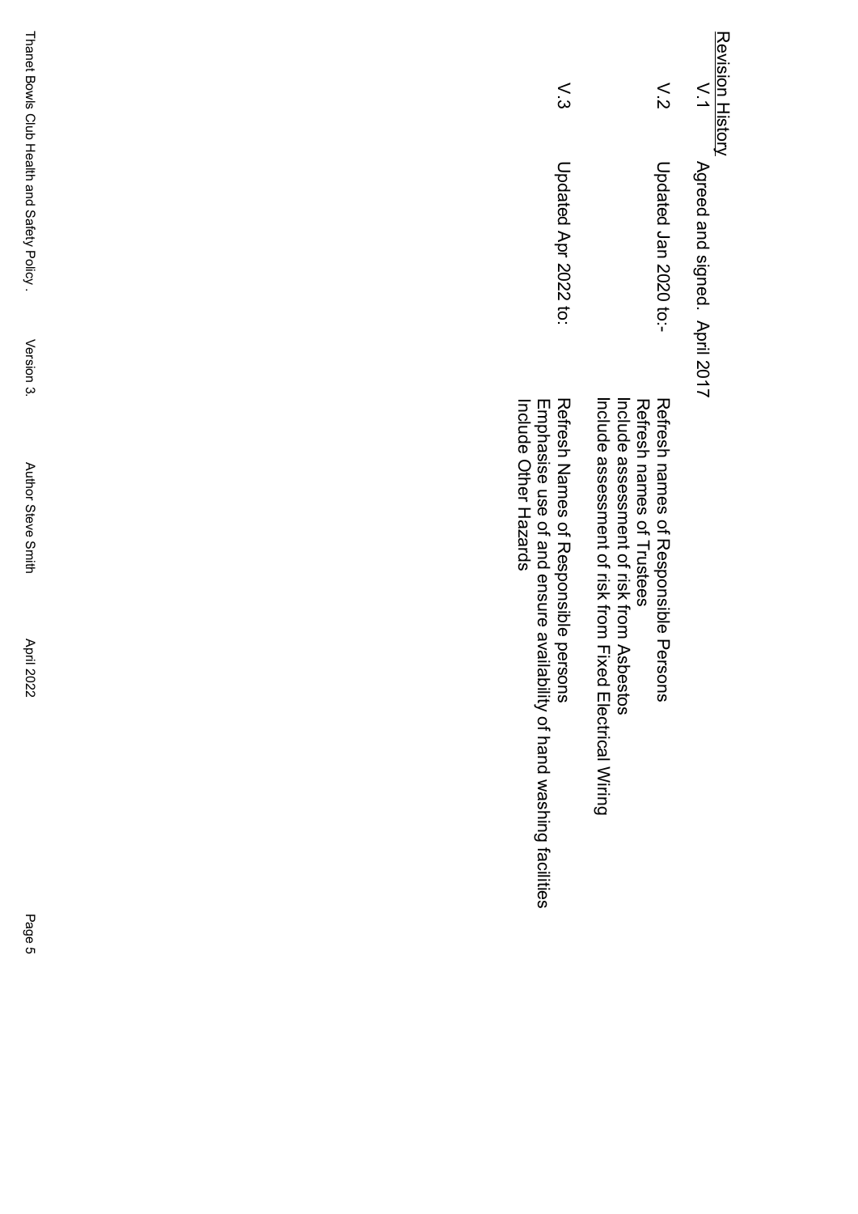Revision History

| | | |
|---|---|---|
| V.1 | Agreed and signed. April 2017 | |
| V.2 | Updated Jan 2020 to:- | Refresh names of Responsible Persons<br>Refresh names of Trustees<br>Include assessment of risk from Asbestos<br>Include assessment of risk from Fixed Electrical Wiring |
| V.3 | Updated Apr 2022 to: | Refresh Names of Responsible persons<br>Emphasise use of and ensure availability of hand washing facilities<br>Include Other Hazards |